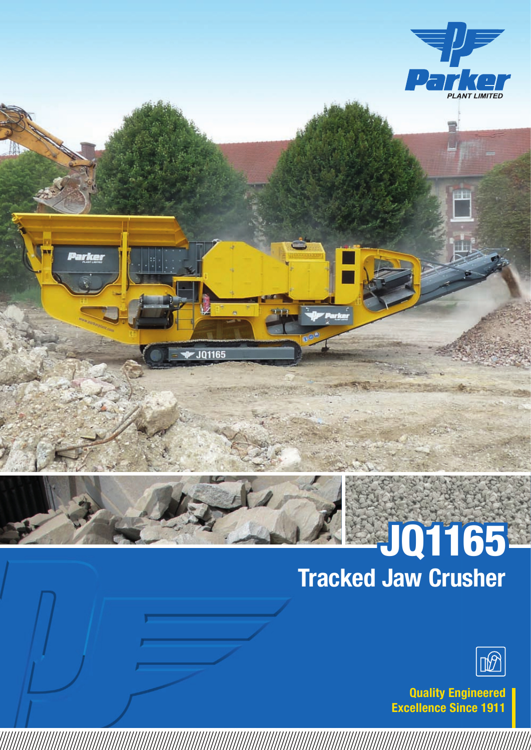Parker

PLANT LIMITED

# JQ1165

## Tracked Jaw Crusher

**Quality Engineered Excellence Since 1911**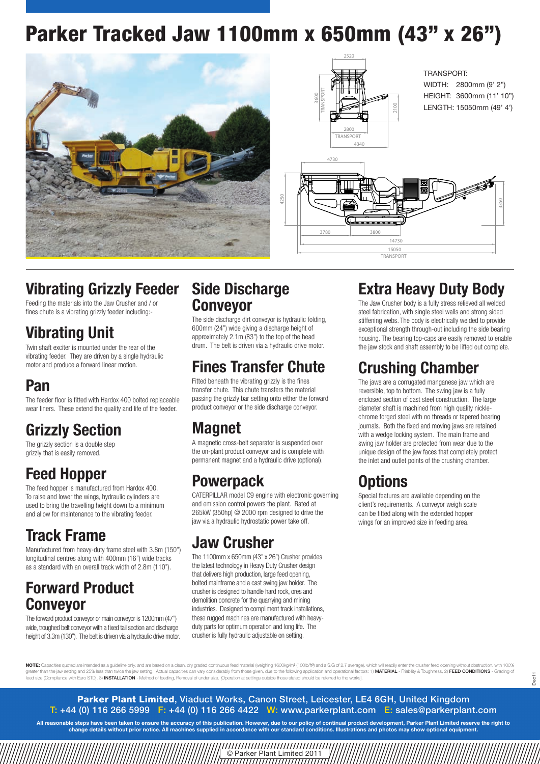# Parker Tracked Jaw 1100mm x 650mm (43" x 26")

TRANSPORT:
WIDTH: 2800mm (9' 2")
HEIGHT: 3600mm (11' 10")
LENGTH: 15050mm (49' 4')

2520
3600 TRANSPORT
2100
2800 TRANSPORT
4340

4730
4250
3350
3780
3800
14730
15050 TRANSPORT

## Vibrating Grizzly Feeder

Feeding the materials into the Jaw Crusher and / or fines chute is a vibrating grizzly feeder including:-

## Vibrating Unit

Twin shaft exciter is mounted under the rear of the vibrating feeder. They are driven by a single hydraulic motor and produce a forward linear motion.

## Pan

The feeder floor is fitted with Hardox 400 bolted replaceable wear liners. These extend the quality and life of the feeder.

## Grizzly Section

The grizzly section is a double step grizzly that is easily removed.

## Feed Hopper

The feed hopper is manufactured from Hardox 400. To raise and lower the wings, hydraulic cylinders are used to bring the travelling height down to a minimum and allow for maintenance to the vibrating feeder.

## Track Frame

Manufactured from heavy-duty frame steel with 3.8m (150") longitudinal centres along with 400mm (16") wide tracks as a standard with an overall track width of 2.8m (110").

## Forward Product Conveyor

The forward product conveyor or main conveyor is 1200mm (47") wide, troughed belt conveyor with a fixed tail section and discharge height of 3.3m (130"). The belt is driven via a hydraulic drive motor.

## Side Discharge Conveyor

The side discharge dirt conveyor is hydraulic folding, 600mm (24") wide giving a discharge height of approximately 2.1m (83") to the top of the head drum. The belt is driven via a hydraulic drive motor.

## Fines Transfer Chute

Fitted beneath the vibrating grizzly is the fines transfer chute. This chute transfers the material passing the grizzly bar setting onto either the forward product conveyor or the side discharge conveyor.

## Magnet

A magnetic cross-belt separator is suspended over the on-plant product conveyor and is complete with permanent magnet and a hydraulic drive (optional).

## Powerpack

CATERPILLAR model C9 engine with electronic governing and emission control powers the plant. Rated at 265kW (350hp) @ 2000 rpm designed to drive the jaw via a hydraulic hydrostatic power take off.

## Jaw Crusher

The 1100mm x 650mm (43" x 26") Crusher provides the latest technology in Heavy Duty Crusher design that delivers high production, large feed opening, bolted mainframe and a cast swing jaw holder. The crusher is designed to handle hard rock, ores and demolition concrete for the quarrying and mining industries. Designed to compliment track installations, these rugged machines are manufactured with heavy-duty parts for optimum operation and long life. The crusher is fully hydraulic adjustable on setting.

## Extra Heavy Duty Body

The Jaw Crusher body is a fully stress relieved all welded steel fabrication, with single steel walls and strong sided stiffening webs. The body is electrically welded to provide exceptional strength through-out including the side bearing housing. The bearing top-caps are easily removed to enable the jaw stock and shaft assembly to be lifted out complete.

## Crushing Chamber

The jaws are a corrugated manganese jaw which are reversible, top to bottom. The swing jaw is a fully enclosed section of cast steel construction. The large diameter shaft is machined from high quality nickle-chrome forged steel with no threads or tapered bearing journals. Both the fixed and moving jaws are retained with a wedge locking system. The main frame and swing jaw holder are protected from wear due to the unique design of the jaw faces that completely protect the inlet and outlet points of the crushing chamber.

## Options

Special features are available depending on the client's requirements. A conveyor weigh scale can be fitted along with the extended hopper wings for an improved size in feeding area.

**NOTE:** Capacities quoted are intended as a guideline only, and are based on a clean, dry graded continuous feed material (weighing 1600kg/m³ (100lb/ft³) and a S.G of 2.7 average), which will readily enter the crusher feed opening without obstruction, with 100% greater than the jaw setting and 25% less than twice the jaw setting. Actual capacities can vary considerably from those given, due to the following application and operational factors: 1) **MATERIAL** - Friability & Toughness, 2) **FEED CONDITIONS** - Grading of feed size (Compliance with Euro STD). 3) **INSTALLATION** - Method of feeding, Removal of under size. [Operation at settings outside those stated should be referred to the works].

Dec11

**Parker Plant Limited**, Viaduct Works, Canon Street, Leicester, LE4 6GH, United Kingdom
**T:** +44 (0) 116 266 5999 **F:** +44 (0) 116 266 4422 **W:** www.parkerplant.com **E:** sales@parkerplant.com

**All reasonable steps have been taken to ensure the accuracy of this publication. However, due to our policy of continual product development, Parker Plant Limited reserve the right to change details without prior notice. All machines supplied in accordance with our standard conditions. Illustrations and photos may show optional equipment.**

© Parker Plant Limited 2011